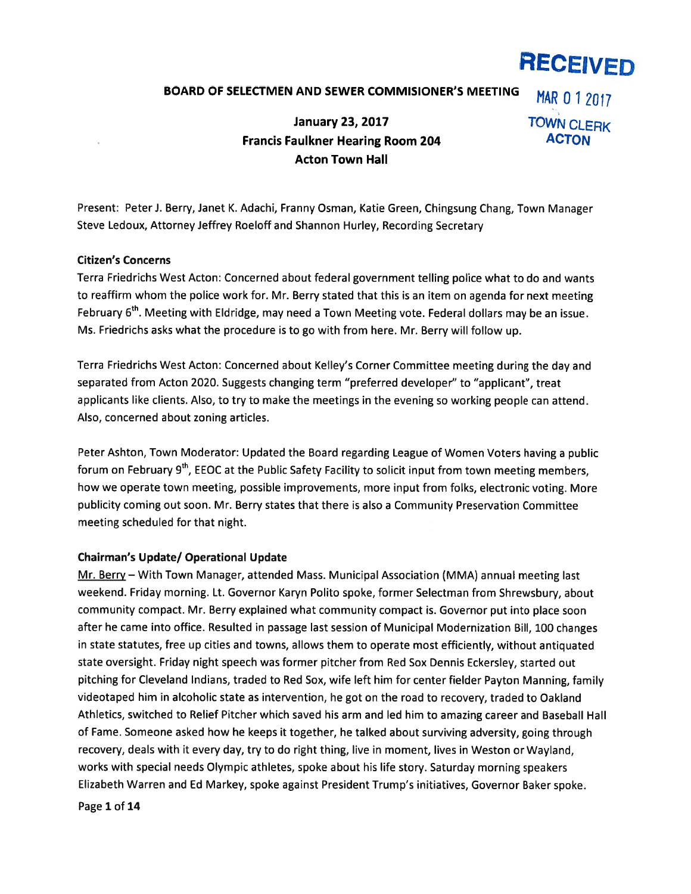RECEIVED
MAR 01 2017
TOWN CLERK
ACTON

# BOARD OF SELECTMEN AND SEWER COMMISIONER'S MEETING

## January 23, 2017
## Francis Faulkner Hearing Room 204
## Acton Town Hall

Present: Peter J. Berry, Janet K. Adachi, Franny Osman, Katie Green, Chingsung Chang, Town Manager Steve Ledoux, Attorney Jeffrey Roeloff and Shannon Hurley, Recording Secretary

**Citizen's Concerns**

Terra Friedrichs West Acton: Concerned about federal government telling police what to do and wants to reaffirm whom the police work for. Mr. Berry stated that this is an item on agenda for next meeting February 6th. Meeting with Eldridge, may need a Town Meeting vote. Federal dollars may be an issue. Ms. Friedrichs asks what the procedure is to go with from here. Mr. Berry will follow up.

Terra Friedrichs West Acton: Concerned about Kelley's Corner Committee meeting during the day and separated from Acton 2020. Suggests changing term "preferred developer" to "applicant", treat applicants like clients. Also, to try to make the meetings in the evening so working people can attend. Also, concerned about zoning articles.

Peter Ashton, Town Moderator: Updated the Board regarding League of Women Voters having a public forum on February 9th, EEOC at the Public Safety Facility to solicit input from town meeting members, how we operate town meeting, possible improvements, more input from folks, electronic voting. More publicity coming out soon. Mr. Berry states that there is also a Community Preservation Committee meeting scheduled for that night.

**Chairman's Update/ Operational Update**

Mr. Berry – With Town Manager, attended Mass. Municipal Association (MMA) annual meeting last weekend. Friday morning. Lt. Governor Karyn Polito spoke, former Selectman from Shrewsbury, about community compact. Mr. Berry explained what community compact is. Governor put into place soon after he came into office. Resulted in passage last session of Municipal Modernization Bill, 100 changes in state statutes, free up cities and towns, allows them to operate most efficiently, without antiquated state oversight. Friday night speech was former pitcher from Red Sox Dennis Eckersley, started out pitching for Cleveland Indians, traded to Red Sox, wife left him for center fielder Payton Manning, family videotaped him in alcoholic state as intervention, he got on the road to recovery, traded to Oakland Athletics, switched to Relief Pitcher which saved his arm and led him to amazing career and Baseball Hall of Fame. Someone asked how he keeps it together, he talked about surviving adversity, going through recovery, deals with it every day, try to do right thing, live in moment, lives in Weston or Wayland, works with special needs Olympic athletes, spoke about his life story. Saturday morning speakers Elizabeth Warren and Ed Markey, spoke against President Trump's initiatives, Governor Baker spoke.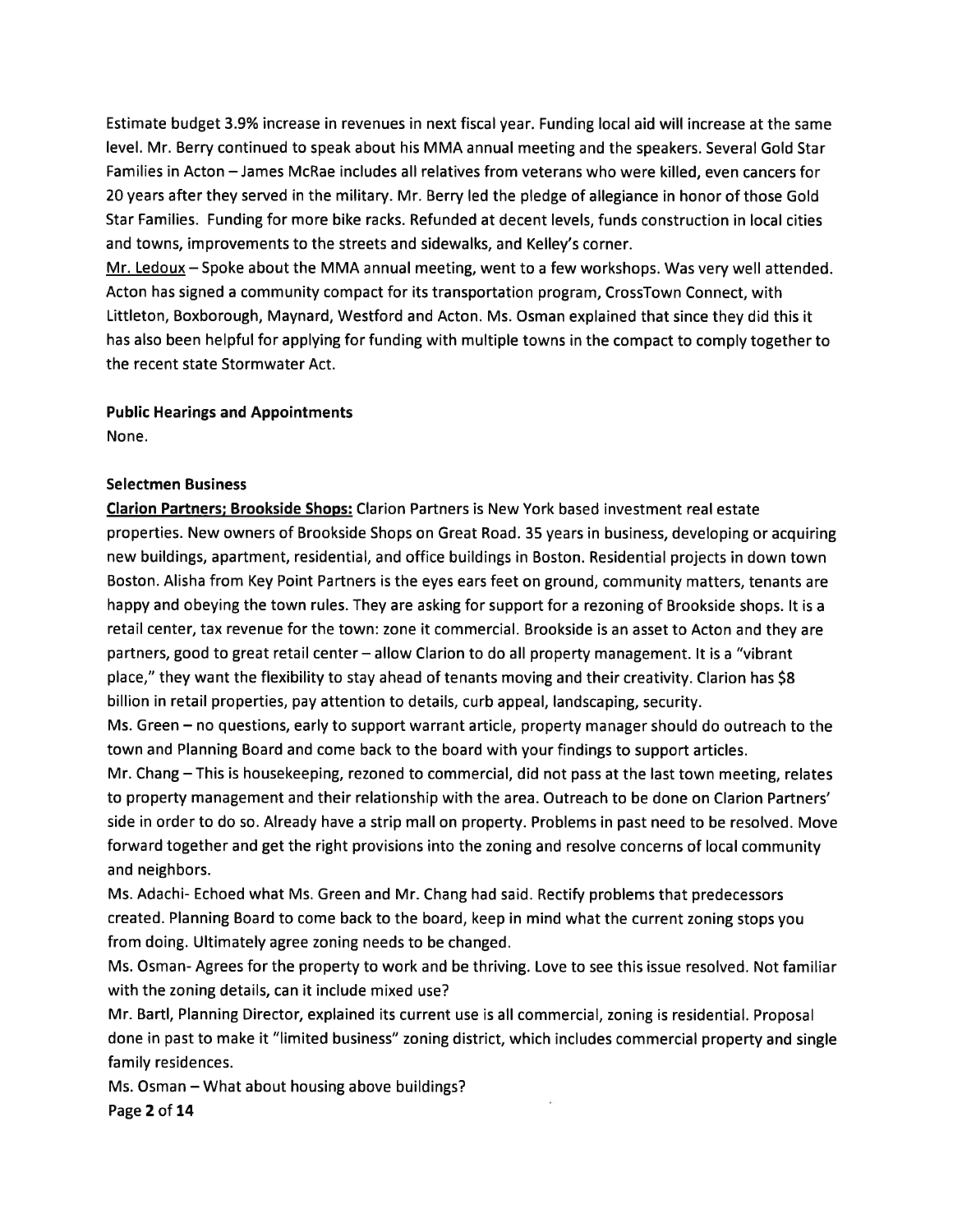Estimate budget 3.9% increase in revenues in next fiscal year. Funding local aid will increase at the same level. Mr. Berry continued to speak about his MMA annual meeting and the speakers. Several Gold Star Families in Acton – James McRae includes all relatives from veterans who were killed, even cancers for 20 years after they served in the military. Mr. Berry led the pledge of allegiance in honor of those Gold Star Families. Funding for more bike racks. Refunded at decent levels, funds construction in local cities and towns, improvements to the streets and sidewalks, and Kelley's corner.

Mr. Ledoux – Spoke about the MMA annual meeting, went to a few workshops. Was very well attended. Acton has signed a community compact for its transportation program, CrossTown Connect, with Littleton, Boxborough, Maynard, Westford and Acton. Ms. Osman explained that since they did this it has also been helpful for applying for funding with multiple towns in the compact to comply together to the recent state Stormwater Act.

**Public Hearings and Appointments**

None.

**Selectmen Business**

**Clarion Partners; Brookside Shops:** Clarion Partners is New York based investment real estate properties. New owners of Brookside Shops on Great Road. 35 years in business, developing or acquiring new buildings, apartment, residential, and office buildings in Boston. Residential projects in down town Boston. Alisha from Key Point Partners is the eyes ears feet on ground, community matters, tenants are happy and obeying the town rules. They are asking for support for a rezoning of Brookside shops. It is a retail center, tax revenue for the town: zone it commercial. Brookside is an asset to Acton and they are partners, good to great retail center – allow Clarion to do all property management. It is a "vibrant place," they want the flexibility to stay ahead of tenants moving and their creativity. Clarion has $8 billion in retail properties, pay attention to details, curb appeal, landscaping, security.

Ms. Green – no questions, early to support warrant article, property manager should do outreach to the town and Planning Board and come back to the board with your findings to support articles.

Mr. Chang – This is housekeeping, rezoned to commercial, did not pass at the last town meeting, relates to property management and their relationship with the area. Outreach to be done on Clarion Partners' side in order to do so. Already have a strip mall on property. Problems in past need to be resolved. Move forward together and get the right provisions into the zoning and resolve concerns of local community and neighbors.

Ms. Adachi- Echoed what Ms. Green and Mr. Chang had said. Rectify problems that predecessors created. Planning Board to come back to the board, keep in mind what the current zoning stops you from doing. Ultimately agree zoning needs to be changed.

Ms. Osman- Agrees for the property to work and be thriving. Love to see this issue resolved. Not familiar with the zoning details, can it include mixed use?

Mr. Bartl, Planning Director, explained its current use is all commercial, zoning is residential. Proposal done in past to make it "limited business" zoning district, which includes commercial property and single family residences.

Ms. Osman – What about housing above buildings?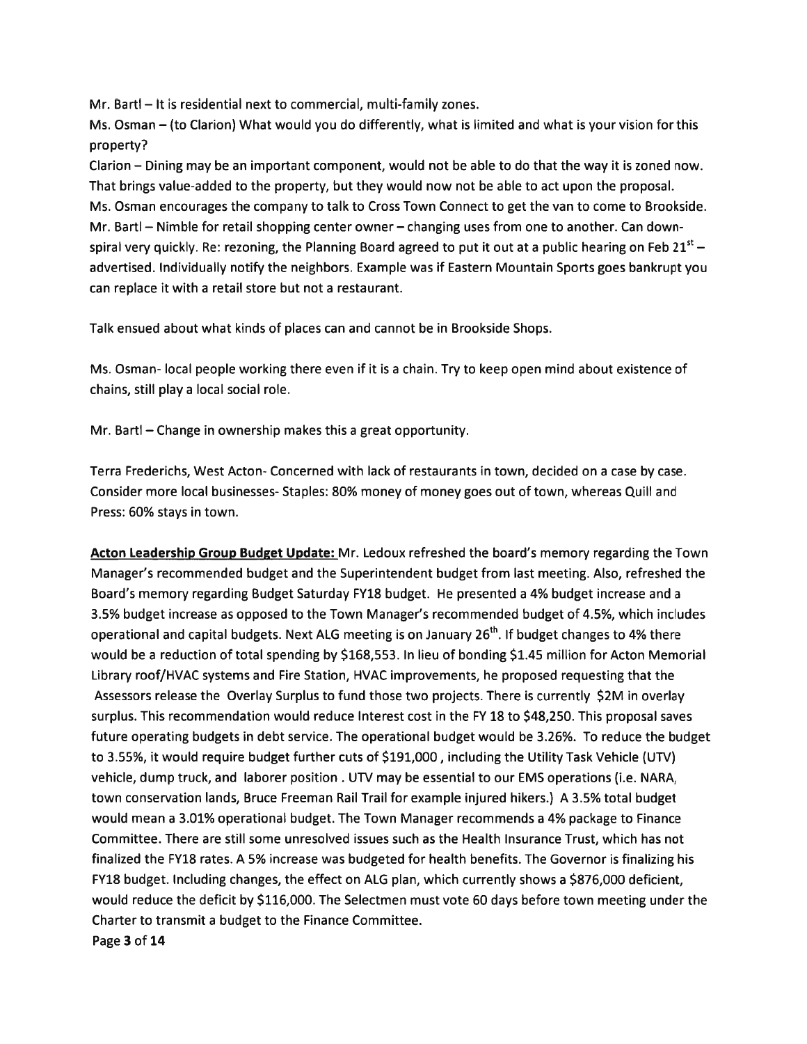Mr. Bartl – It is residential next to commercial, multi-family zones.

Ms. Osman – (to Clarion) What would you do differently, what is limited and what is your vision for this property?

Clarion – Dining may be an important component, would not be able to do that the way it is zoned now. That brings value-added to the property, but they would now not be able to act upon the proposal.

Ms. Osman encourages the company to talk to Cross Town Connect to get the van to come to Brookside.

Mr. Bartl – Nimble for retail shopping center owner – changing uses from one to another. Can down-spiral very quickly. Re: rezoning, the Planning Board agreed to put it out at a public hearing on Feb 21st – advertised. Individually notify the neighbors. Example was if Eastern Mountain Sports goes bankrupt you can replace it with a retail store but not a restaurant.

Talk ensued about what kinds of places can and cannot be in Brookside Shops.

Ms. Osman- local people working there even if it is a chain. Try to keep open mind about existence of chains, still play a local social role.

Mr. Bartl – Change in ownership makes this a great opportunity.

Terra Frederichs, West Acton- Concerned with lack of restaurants in town, decided on a case by case. Consider more local businesses- Staples: 80% money of money goes out of town, whereas Quill and Press: 60% stays in town.

**Acton Leadership Group Budget Update:** Mr. Ledoux refreshed the board's memory regarding the Town Manager's recommended budget and the Superintendent budget from last meeting. Also, refreshed the Board's memory regarding Budget Saturday FY18 budget. He presented a 4% budget increase and a 3.5% budget increase as opposed to the Town Manager's recommended budget of 4.5%, which includes operational and capital budgets. Next ALG meeting is on January 26th. If budget changes to 4% there would be a reduction of total spending by $168,553. In lieu of bonding $1.45 million for Acton Memorial Library roof/HVAC systems and Fire Station, HVAC improvements, he proposed requesting that the Assessors release the Overlay Surplus to fund those two projects. There is currently $2M in overlay surplus. This recommendation would reduce Interest cost in the FY 18 to $48,250. This proposal saves future operating budgets in debt service. The operational budget would be 3.26%. To reduce the budget to 3.55%, it would require budget further cuts of $191,000 , including the Utility Task Vehicle (UTV) vehicle, dump truck, and laborer position . UTV may be essential to our EMS operations (i.e. NARA, town conservation lands, Bruce Freeman Rail Trail for example injured hikers.) A 3.5% total budget would mean a 3.01% operational budget. The Town Manager recommends a 4% package to Finance Committee. There are still some unresolved issues such as the Health Insurance Trust, which has not finalized the FY18 rates. A 5% increase was budgeted for health benefits. The Governor is finalizing his FY18 budget. Including changes, the effect on ALG plan, which currently shows a $876,000 deficient, would reduce the deficit by $116,000. The Selectmen must vote 60 days before town meeting under the Charter to transmit a budget to the Finance Committee.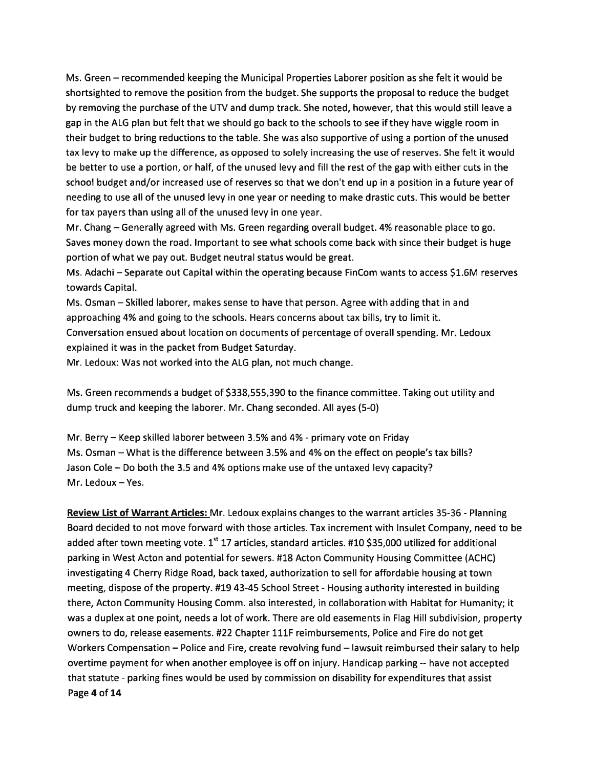Ms. Green – recommended keeping the Municipal Properties Laborer position as she felt it would be shortsighted to remove the position from the budget. She supports the proposal to reduce the budget by removing the purchase of the UTV and dump track. She noted, however, that this would still leave a gap in the ALG plan but felt that we should go back to the schools to see if they have wiggle room in their budget to bring reductions to the table. She was also supportive of using a portion of the unused tax levy to make up the difference, as opposed to solely increasing the use of reserves. She felt it would be better to use a portion, or half, of the unused levy and fill the rest of the gap with either cuts in the school budget and/or increased use of reserves so that we don't end up in a position in a future year of needing to use all of the unused levy in one year or needing to make drastic cuts. This would be better for tax payers than using all of the unused levy in one year.

Mr. Chang – Generally agreed with Ms. Green regarding overall budget. 4% reasonable place to go. Saves money down the road. Important to see what schools come back with since their budget is huge portion of what we pay out. Budget neutral status would be great.

Ms. Adachi – Separate out Capital within the operating because FinCom wants to access $1.6M reserves towards Capital.

Ms. Osman – Skilled laborer, makes sense to have that person. Agree with adding that in and approaching 4% and going to the schools. Hears concerns about tax bills, try to limit it.

Conversation ensued about location on documents of percentage of overall spending. Mr. Ledoux explained it was in the packet from Budget Saturday.

Mr. Ledoux: Was not worked into the ALG plan, not much change.

Ms. Green recommends a budget of $338,555,390 to the finance committee. Taking out utility and dump truck and keeping the laborer. Mr. Chang seconded. All ayes (5-0)

Mr. Berry – Keep skilled laborer between 3.5% and 4% - primary vote on Friday

Ms. Osman – What is the difference between 3.5% and 4% on the effect on people's tax bills?

Jason Cole – Do both the 3.5 and 4% options make use of the untaxed levy capacity?

Mr. Ledoux – Yes.

**Review List of Warrant Articles:** Mr. Ledoux explains changes to the warrant articles 35-36 - Planning Board decided to not move forward with those articles. Tax increment with Insulet Company, need to be added after town meeting vote. 1st 17 articles, standard articles. #10 $35,000 utilized for additional parking in West Acton and potential for sewers. #18 Acton Community Housing Committee (ACHC) investigating 4 Cherry Ridge Road, back taxed, authorization to sell for affordable housing at town meeting, dispose of the property. #19 43-45 School Street - Housing authority interested in building there, Acton Community Housing Comm. also interested, in collaboration with Habitat for Humanity; it was a duplex at one point, needs a lot of work. There are old easements in Flag Hill subdivision, property owners to do, release easements. #22 Chapter 111F reimbursements, Police and Fire do not get Workers Compensation – Police and Fire, create revolving fund – lawsuit reimbursed their salary to help overtime payment for when another employee is off on injury. Handicap parking -- have not accepted that statute - parking fines would be used by commission on disability for expenditures that assist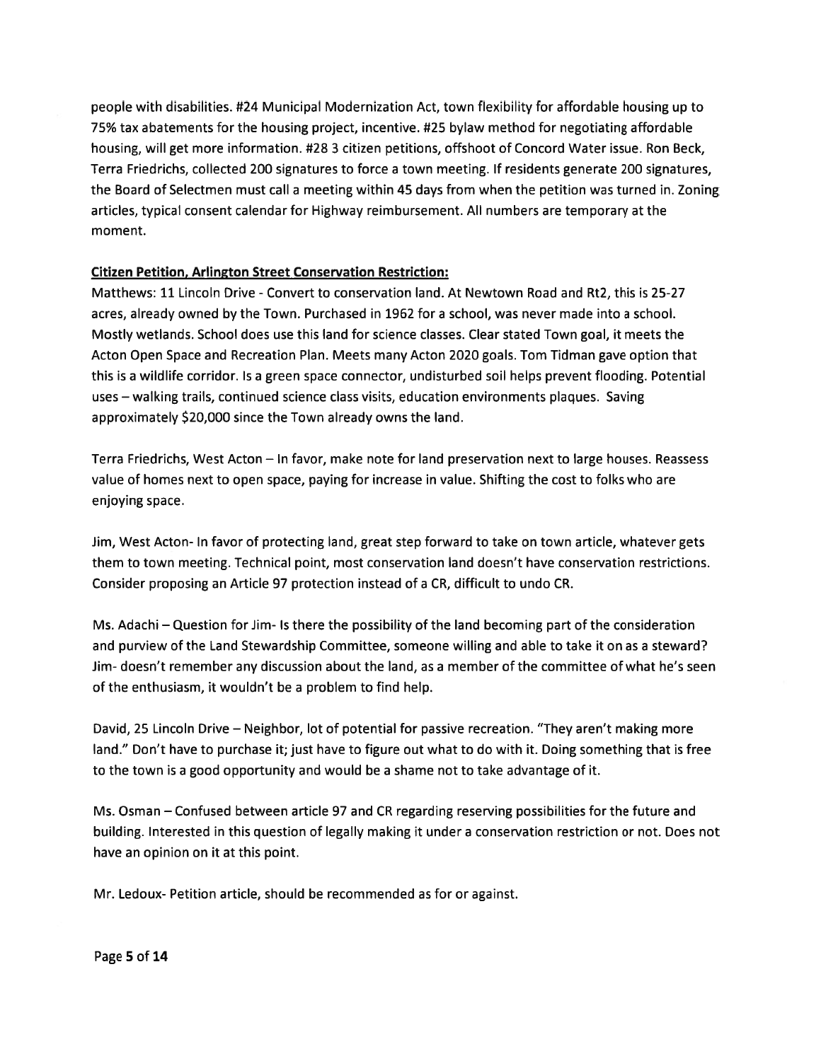people with disabilities. #24 Municipal Modernization Act, town flexibility for affordable housing up to 75% tax abatements for the housing project, incentive. #25 bylaw method for negotiating affordable housing, will get more information. #28 3 citizen petitions, offshoot of Concord Water issue. Ron Beck, Terra Friedrichs, collected 200 signatures to force a town meeting. If residents generate 200 signatures, the Board of Selectmen must call a meeting within 45 days from when the petition was turned in. Zoning articles, typical consent calendar for Highway reimbursement. All numbers are temporary at the moment.

**Citizen Petition, Arlington Street Conservation Restriction:**

Matthews: 11 Lincoln Drive - Convert to conservation land. At Newtown Road and Rt2, this is 25-27 acres, already owned by the Town. Purchased in 1962 for a school, was never made into a school. Mostly wetlands. School does use this land for science classes. Clear stated Town goal, it meets the Acton Open Space and Recreation Plan. Meets many Acton 2020 goals. Tom Tidman gave option that this is a wildlife corridor. Is a green space connector, undisturbed soil helps prevent flooding. Potential uses – walking trails, continued science class visits, education environments plaques. Saving approximately $20,000 since the Town already owns the land.

Terra Friedrichs, West Acton – In favor, make note for land preservation next to large houses. Reassess value of homes next to open space, paying for increase in value. Shifting the cost to folks who are enjoying space.

Jim, West Acton- In favor of protecting land, great step forward to take on town article, whatever gets them to town meeting. Technical point, most conservation land doesn't have conservation restrictions. Consider proposing an Article 97 protection instead of a CR, difficult to undo CR.

Ms. Adachi – Question for Jim- Is there the possibility of the land becoming part of the consideration and purview of the Land Stewardship Committee, someone willing and able to take it on as a steward? Jim- doesn't remember any discussion about the land, as a member of the committee of what he's seen of the enthusiasm, it wouldn't be a problem to find help.

David, 25 Lincoln Drive – Neighbor, lot of potential for passive recreation. "They aren't making more land." Don't have to purchase it; just have to figure out what to do with it. Doing something that is free to the town is a good opportunity and would be a shame not to take advantage of it.

Ms. Osman – Confused between article 97 and CR regarding reserving possibilities for the future and building. Interested in this question of legally making it under a conservation restriction or not. Does not have an opinion on it at this point.

Mr. Ledoux- Petition article, should be recommended as for or against.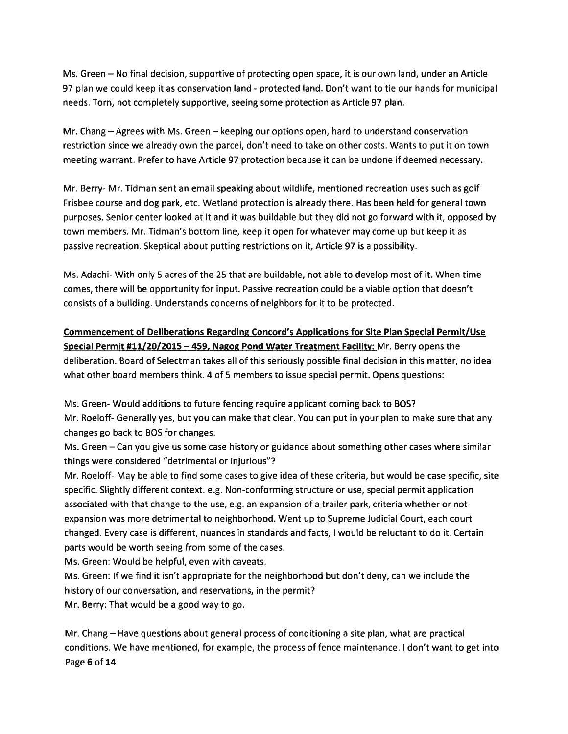Ms. Green – No final decision, supportive of protecting open space, it is our own land, under an Article 97 plan we could keep it as conservation land - protected land. Don't want to tie our hands for municipal needs. Torn, not completely supportive, seeing some protection as Article 97 plan.

Mr. Chang – Agrees with Ms. Green – keeping our options open, hard to understand conservation restriction since we already own the parcel, don't need to take on other costs. Wants to put it on town meeting warrant. Prefer to have Article 97 protection because it can be undone if deemed necessary.

Mr. Berry- Mr. Tidman sent an email speaking about wildlife, mentioned recreation uses such as golf Frisbee course and dog park, etc. Wetland protection is already there. Has been held for general town purposes. Senior center looked at it and it was buildable but they did not go forward with it, opposed by town members. Mr. Tidman's bottom line, keep it open for whatever may come up but keep it as passive recreation. Skeptical about putting restrictions on it, Article 97 is a possibility.

Ms. Adachi- With only 5 acres of the 25 that are buildable, not able to develop most of it. When time comes, there will be opportunity for input. Passive recreation could be a viable option that doesn't consists of a building. Understands concerns of neighbors for it to be protected.

**Commencement of Deliberations Regarding Concord's Applications for Site Plan Special Permit/Use Special Permit #11/20/2015 – 459, Nagog Pond Water Treatment Facility:** Mr. Berry opens the deliberation. Board of Selectman takes all of this seriously possible final decision in this matter, no idea what other board members think. 4 of 5 members to issue special permit. Opens questions:

Ms. Green- Would additions to future fencing require applicant coming back to BOS?
Mr. Roeloff- Generally yes, but you can make that clear. You can put in your plan to make sure that any changes go back to BOS for changes.
Ms. Green – Can you give us some case history or guidance about something other cases where similar things were considered "detrimental or injurious"?
Mr. Roeloff- May be able to find some cases to give idea of these criteria, but would be case specific, site specific. Slightly different context. e.g. Non-conforming structure or use, special permit application associated with that change to the use, e.g. an expansion of a trailer park, criteria whether or not expansion was more detrimental to neighborhood. Went up to Supreme Judicial Court, each court changed. Every case is different, nuances in standards and facts, I would be reluctant to do it. Certain parts would be worth seeing from some of the cases.
Ms. Green: Would be helpful, even with caveats.
Ms. Green: If we find it isn't appropriate for the neighborhood but don't deny, can we include the history of our conversation, and reservations, in the permit?
Mr. Berry: That would be a good way to go.

Mr. Chang – Have questions about general process of conditioning a site plan, what are practical conditions. We have mentioned, for example, the process of fence maintenance. I don't want to get into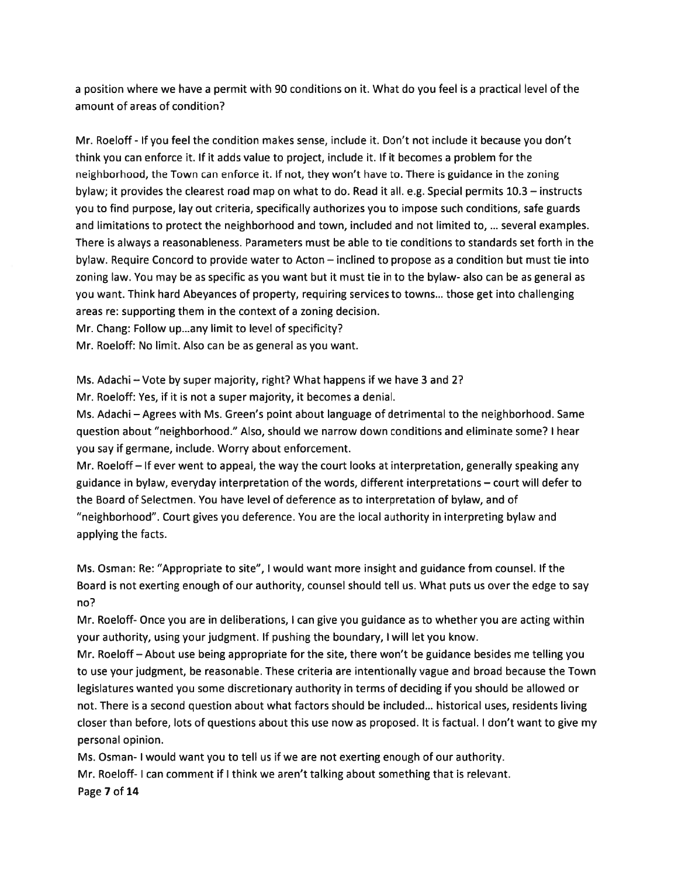a position where we have a permit with 90 conditions on it. What do you feel is a practical level of the amount of areas of condition?

Mr. Roeloff - If you feel the condition makes sense, include it. Don't not include it because you don't think you can enforce it. If it adds value to project, include it. If it becomes a problem for the neighborhood, the Town can enforce it. If not, they won't have to. There is guidance in the zoning bylaw; it provides the clearest road map on what to do. Read it all. e.g. Special permits 10.3 – instructs you to find purpose, lay out criteria, specifically authorizes you to impose such conditions, safe guards and limitations to protect the neighborhood and town, included and not limited to, ... several examples. There is always a reasonableness. Parameters must be able to tie conditions to standards set forth in the bylaw. Require Concord to provide water to Acton – inclined to propose as a condition but must tie into zoning law. You may be as specific as you want but it must tie in to the bylaw- also can be as general as you want. Think hard Abeyances of property, requiring services to towns... those get into challenging areas re: supporting them in the context of a zoning decision.

Mr. Chang: Follow up...any limit to level of specificity?

Mr. Roeloff: No limit. Also can be as general as you want.

Ms. Adachi – Vote by super majority, right? What happens if we have 3 and 2?

Mr. Roeloff: Yes, if it is not a super majority, it becomes a denial.

Ms. Adachi – Agrees with Ms. Green's point about language of detrimental to the neighborhood. Same question about "neighborhood." Also, should we narrow down conditions and eliminate some? I hear you say if germane, include. Worry about enforcement.

Mr. Roeloff – If ever went to appeal, the way the court looks at interpretation, generally speaking any guidance in bylaw, everyday interpretation of the words, different interpretations – court will defer to the Board of Selectmen. You have level of deference as to interpretation of bylaw, and of "neighborhood". Court gives you deference. You are the local authority in interpreting bylaw and applying the facts.

Ms. Osman: Re: "Appropriate to site", I would want more insight and guidance from counsel. If the Board is not exerting enough of our authority, counsel should tell us. What puts us over the edge to say no?

Mr. Roeloff- Once you are in deliberations, I can give you guidance as to whether you are acting within your authority, using your judgment. If pushing the boundary, I will let you know.

Mr. Roeloff – About use being appropriate for the site, there won't be guidance besides me telling you to use your judgment, be reasonable. These criteria are intentionally vague and broad because the Town legislatures wanted you some discretionary authority in terms of deciding if you should be allowed or not. There is a second question about what factors should be included... historical uses, residents living closer than before, lots of questions about this use now as proposed. It is factual. I don't want to give my personal opinion.

Ms. Osman- I would want you to tell us if we are not exerting enough of our authority.

Mr. Roeloff- I can comment if I think we aren't talking about something that is relevant.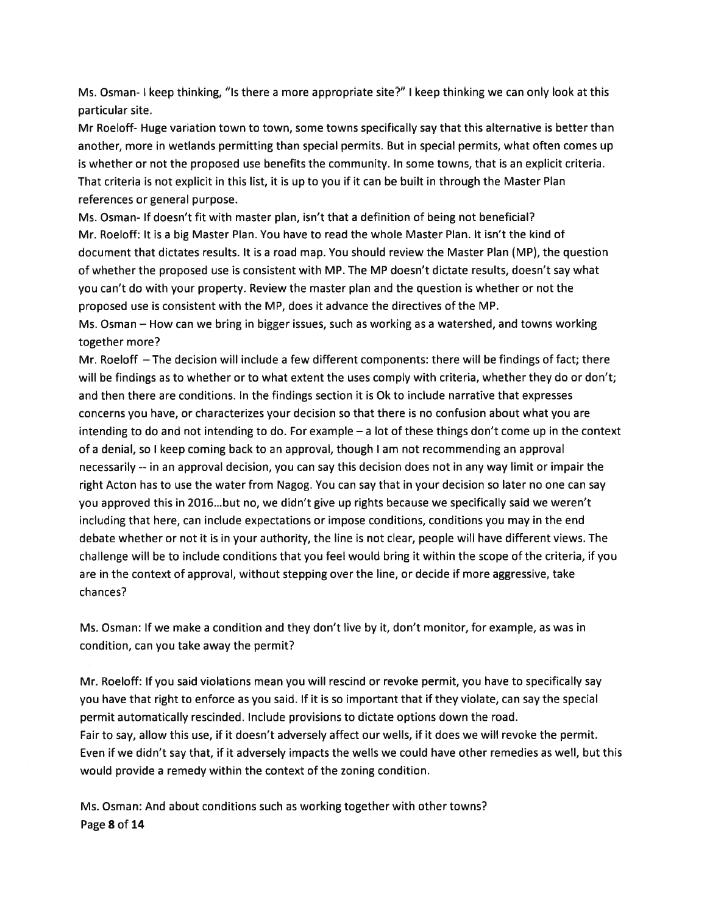Ms. Osman- I keep thinking, "Is there a more appropriate site?" I keep thinking we can only look at this particular site.

Mr Roeloff- Huge variation town to town, some towns specifically say that this alternative is better than another, more in wetlands permitting than special permits. But in special permits, what often comes up is whether or not the proposed use benefits the community. In some towns, that is an explicit criteria. That criteria is not explicit in this list, it is up to you if it can be built in through the Master Plan references or general purpose.

Ms. Osman- If doesn't fit with master plan, isn't that a definition of being not beneficial?

Mr. Roeloff: It is a big Master Plan. You have to read the whole Master Plan. It isn't the kind of document that dictates results. It is a road map. You should review the Master Plan (MP), the question of whether the proposed use is consistent with MP. The MP doesn't dictate results, doesn't say what you can't do with your property. Review the master plan and the question is whether or not the proposed use is consistent with the MP, does it advance the directives of the MP.

Ms. Osman – How can we bring in bigger issues, such as working as a watershed, and towns working together more?

Mr. Roeloff – The decision will include a few different components: there will be findings of fact; there will be findings as to whether or to what extent the uses comply with criteria, whether they do or don't; and then there are conditions. In the findings section it is Ok to include narrative that expresses concerns you have, or characterizes your decision so that there is no confusion about what you are intending to do and not intending to do. For example – a lot of these things don't come up in the context of a denial, so I keep coming back to an approval, though I am not recommending an approval necessarily -- in an approval decision, you can say this decision does not in any way limit or impair the right Acton has to use the water from Nagog. You can say that in your decision so later no one can say you approved this in 2016…but no, we didn't give up rights because we specifically said we weren't including that here, can include expectations or impose conditions, conditions you may in the end debate whether or not it is in your authority, the line is not clear, people will have different views. The challenge will be to include conditions that you feel would bring it within the scope of the criteria, if you are in the context of approval, without stepping over the line, or decide if more aggressive, take chances?

Ms. Osman: If we make a condition and they don't live by it, don't monitor, for example, as was in condition, can you take away the permit?

Mr. Roeloff: If you said violations mean you will rescind or revoke permit, you have to specifically say you have that right to enforce as you said. If it is so important that if they violate, can say the special permit automatically rescinded. Include provisions to dictate options down the road.

Fair to say, allow this use, if it doesn't adversely affect our wells, if it does we will revoke the permit. Even if we didn't say that, if it adversely impacts the wells we could have other remedies as well, but this would provide a remedy within the context of the zoning condition.

Ms. Osman: And about conditions such as working together with other towns?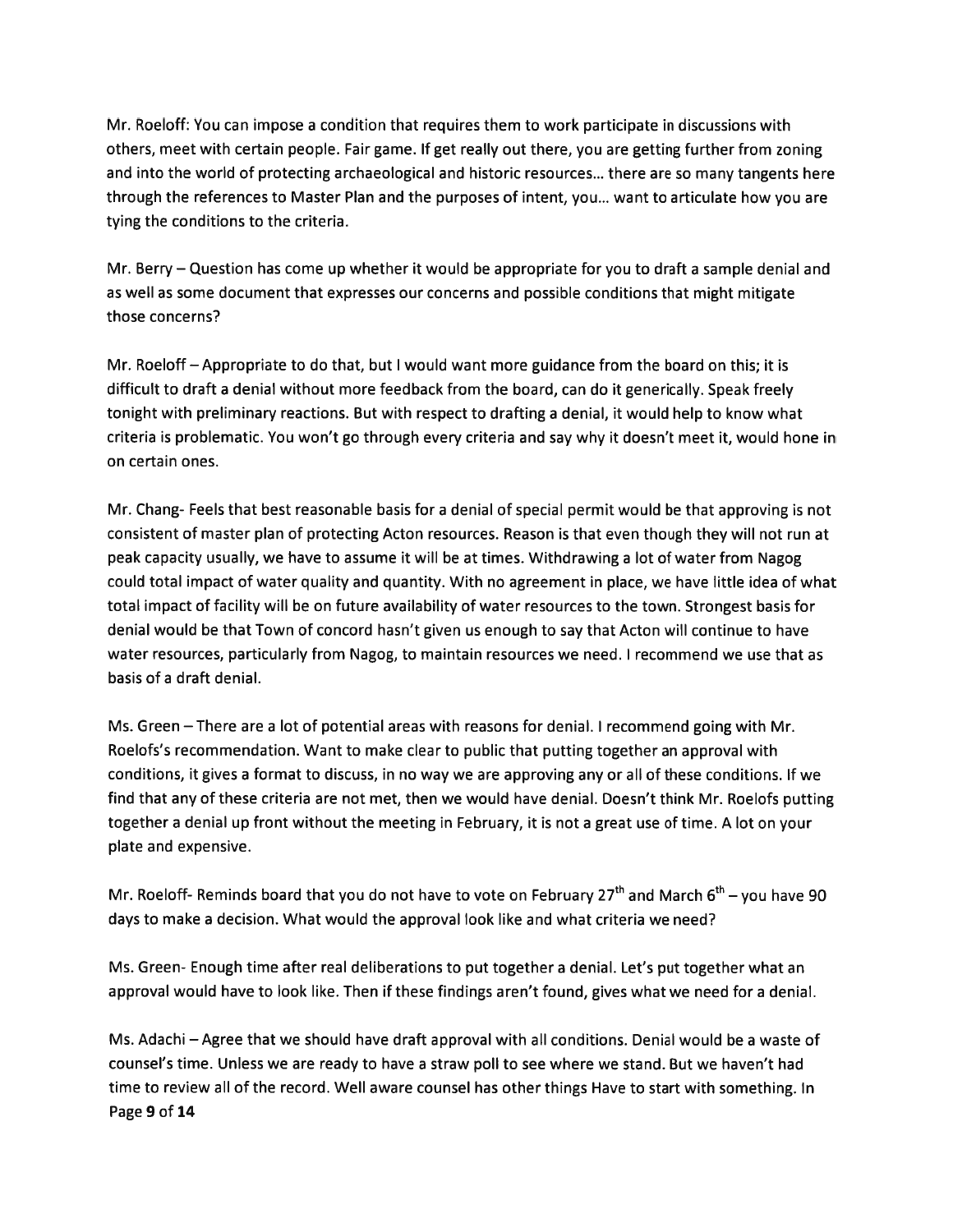Mr. Roeloff: You can impose a condition that requires them to work participate in discussions with others, meet with certain people. Fair game. If get really out there, you are getting further from zoning and into the world of protecting archaeological and historic resources... there are so many tangents here through the references to Master Plan and the purposes of intent, you... want to articulate how you are tying the conditions to the criteria.

Mr. Berry – Question has come up whether it would be appropriate for you to draft a sample denial and as well as some document that expresses our concerns and possible conditions that might mitigate those concerns?

Mr. Roeloff – Appropriate to do that, but I would want more guidance from the board on this; it is difficult to draft a denial without more feedback from the board, can do it generically. Speak freely tonight with preliminary reactions. But with respect to drafting a denial, it would help to know what criteria is problematic. You won't go through every criteria and say why it doesn't meet it, would hone in on certain ones.

Mr. Chang- Feels that best reasonable basis for a denial of special permit would be that approving is not consistent of master plan of protecting Acton resources. Reason is that even though they will not run at peak capacity usually, we have to assume it will be at times. Withdrawing a lot of water from Nagog could total impact of water quality and quantity. With no agreement in place, we have little idea of what total impact of facility will be on future availability of water resources to the town. Strongest basis for denial would be that Town of concord hasn't given us enough to say that Acton will continue to have water resources, particularly from Nagog, to maintain resources we need. I recommend we use that as basis of a draft denial.

Ms. Green – There are a lot of potential areas with reasons for denial. I recommend going with Mr. Roelofs's recommendation. Want to make clear to public that putting together an approval with conditions, it gives a format to discuss, in no way we are approving any or all of these conditions. If we find that any of these criteria are not met, then we would have denial. Doesn't think Mr. Roelofs putting together a denial up front without the meeting in February, it is not a great use of time. A lot on your plate and expensive.

Mr. Roeloff- Reminds board that you do not have to vote on February 27th and March 6th – you have 90 days to make a decision. What would the approval look like and what criteria we need?

Ms. Green- Enough time after real deliberations to put together a denial. Let's put together what an approval would have to look like. Then if these findings aren't found, gives what we need for a denial.

Ms. Adachi – Agree that we should have draft approval with all conditions. Denial would be a waste of counsel's time. Unless we are ready to have a straw poll to see where we stand. But we haven't had time to review all of the record. Well aware counsel has other things Have to start with something. In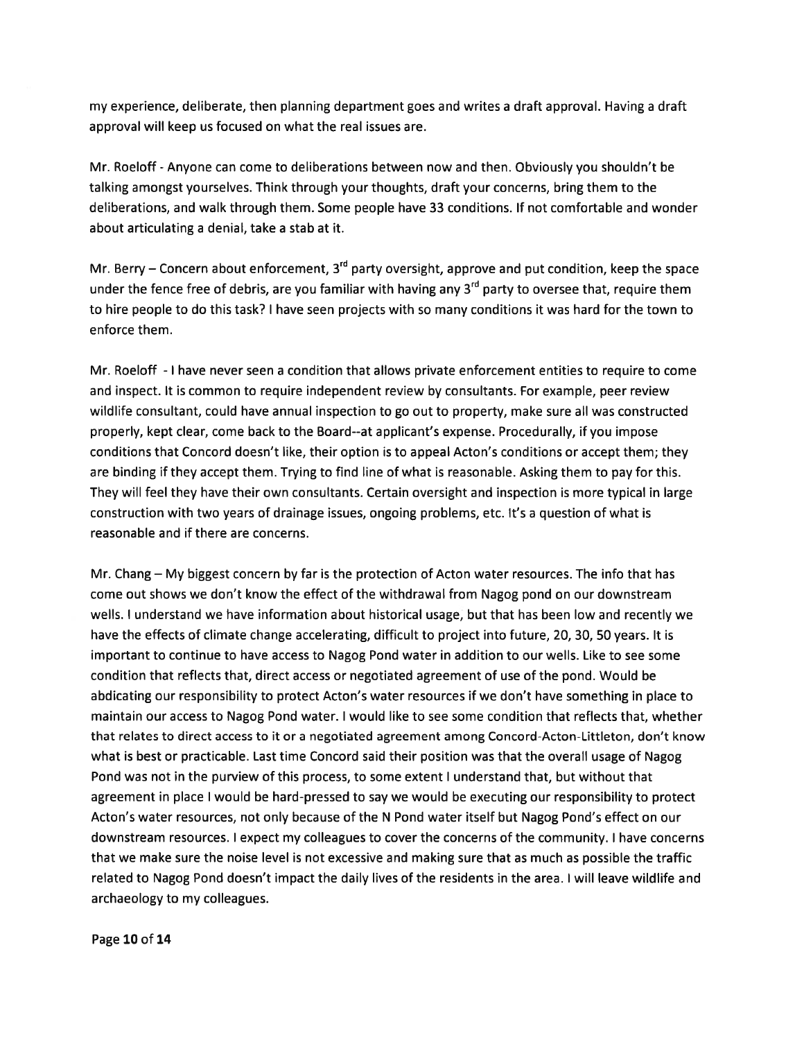my experience, deliberate, then planning department goes and writes a draft approval. Having a draft approval will keep us focused on what the real issues are.

Mr. Roeloff - Anyone can come to deliberations between now and then. Obviously you shouldn't be talking amongst yourselves. Think through your thoughts, draft your concerns, bring them to the deliberations, and walk through them. Some people have 33 conditions. If not comfortable and wonder about articulating a denial, take a stab at it.

Mr. Berry – Concern about enforcement, 3rd party oversight, approve and put condition, keep the space under the fence free of debris, are you familiar with having any 3rd party to oversee that, require them to hire people to do this task? I have seen projects with so many conditions it was hard for the town to enforce them.

Mr. Roeloff - I have never seen a condition that allows private enforcement entities to require to come and inspect. It is common to require independent review by consultants. For example, peer review wildlife consultant, could have annual inspection to go out to property, make sure all was constructed properly, kept clear, come back to the Board--at applicant's expense. Procedurally, if you impose conditions that Concord doesn't like, their option is to appeal Acton's conditions or accept them; they are binding if they accept them. Trying to find line of what is reasonable. Asking them to pay for this. They will feel they have their own consultants. Certain oversight and inspection is more typical in large construction with two years of drainage issues, ongoing problems, etc. It's a question of what is reasonable and if there are concerns.

Mr. Chang – My biggest concern by far is the protection of Acton water resources. The info that has come out shows we don't know the effect of the withdrawal from Nagog pond on our downstream wells. I understand we have information about historical usage, but that has been low and recently we have the effects of climate change accelerating, difficult to project into future, 20, 30, 50 years. It is important to continue to have access to Nagog Pond water in addition to our wells. Like to see some condition that reflects that, direct access or negotiated agreement of use of the pond. Would be abdicating our responsibility to protect Acton's water resources if we don't have something in place to maintain our access to Nagog Pond water. I would like to see some condition that reflects that, whether that relates to direct access to it or a negotiated agreement among Concord-Acton-Littleton, don't know what is best or practicable. Last time Concord said their position was that the overall usage of Nagog Pond was not in the purview of this process, to some extent I understand that, but without that agreement in place I would be hard-pressed to say we would be executing our responsibility to protect Acton's water resources, not only because of the N Pond water itself but Nagog Pond's effect on our downstream resources. I expect my colleagues to cover the concerns of the community. I have concerns that we make sure the noise level is not excessive and making sure that as much as possible the traffic related to Nagog Pond doesn't impact the daily lives of the residents in the area. I will leave wildlife and archaeology to my colleagues.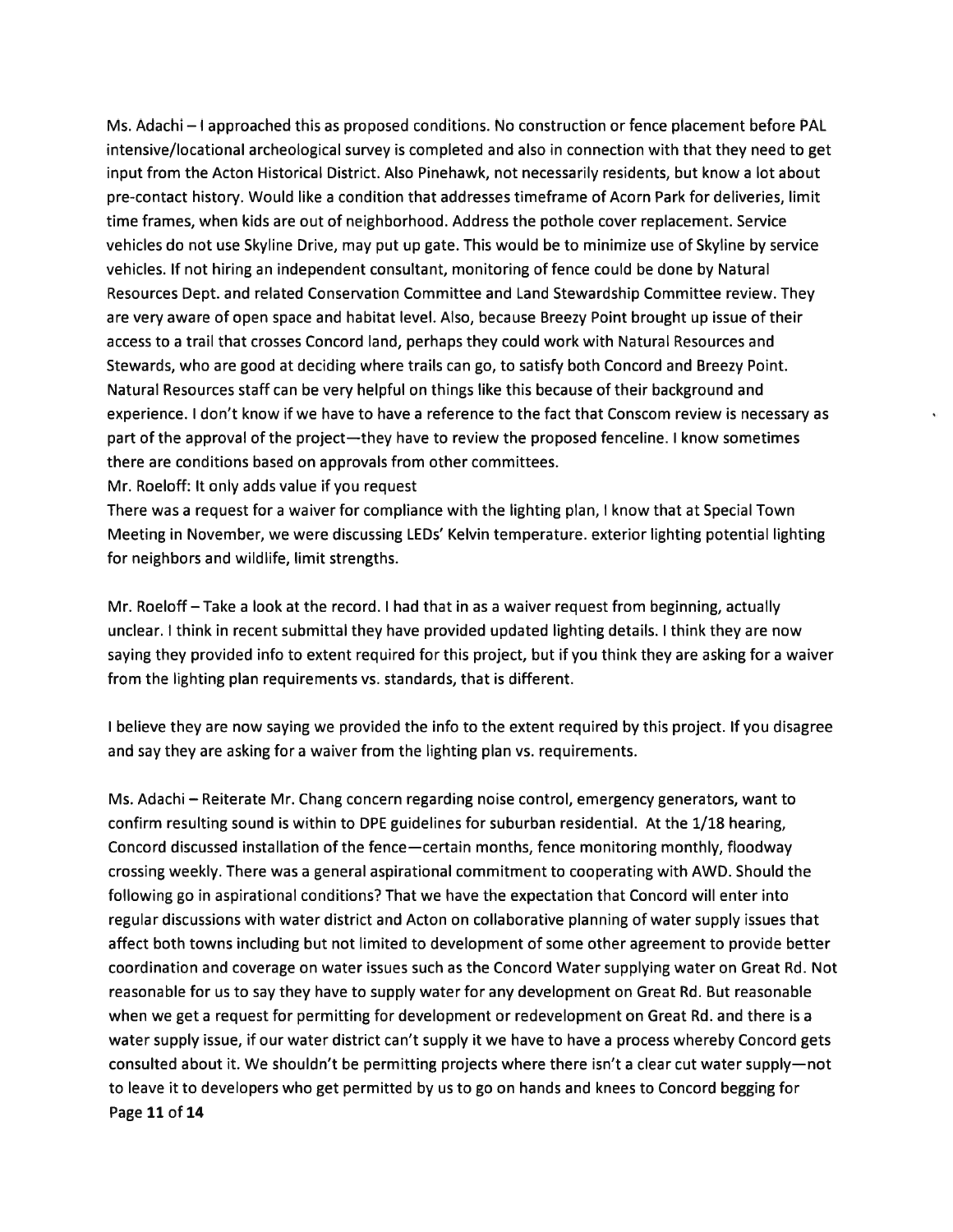Ms. Adachi – I approached this as proposed conditions. No construction or fence placement before PAL intensive/locational archeological survey is completed and also in connection with that they need to get input from the Acton Historical District. Also Pinehawk, not necessarily residents, but know a lot about pre-contact history. Would like a condition that addresses timeframe of Acorn Park for deliveries, limit time frames, when kids are out of neighborhood. Address the pothole cover replacement. Service vehicles do not use Skyline Drive, may put up gate. This would be to minimize use of Skyline by service vehicles. If not hiring an independent consultant, monitoring of fence could be done by Natural Resources Dept. and related Conservation Committee and Land Stewardship Committee review. They are very aware of open space and habitat level. Also, because Breezy Point brought up issue of their access to a trail that crosses Concord land, perhaps they could work with Natural Resources and Stewards, who are good at deciding where trails can go, to satisfy both Concord and Breezy Point. Natural Resources staff can be very helpful on things like this because of their background and experience. I don't know if we have to have a reference to the fact that Conscom review is necessary as part of the approval of the project—they have to review the proposed fenceline. I know sometimes there are conditions based on approvals from other committees.

Mr. Roeloff: It only adds value if you request

There was a request for a waiver for compliance with the lighting plan, I know that at Special Town Meeting in November, we were discussing LEDs' Kelvin temperature. exterior lighting potential lighting for neighbors and wildlife, limit strengths.

Mr. Roeloff – Take a look at the record. I had that in as a waiver request from beginning, actually unclear. I think in recent submittal they have provided updated lighting details. I think they are now saying they provided info to extent required for this project, but if you think they are asking for a waiver from the lighting plan requirements vs. standards, that is different.

I believe they are now saying we provided the info to the extent required by this project. If you disagree and say they are asking for a waiver from the lighting plan vs. requirements.

Ms. Adachi – Reiterate Mr. Chang concern regarding noise control, emergency generators, want to confirm resulting sound is within to DPE guidelines for suburban residential. At the 1/18 hearing, Concord discussed installation of the fence—certain months, fence monitoring monthly, floodway crossing weekly. There was a general aspirational commitment to cooperating with AWD. Should the following go in aspirational conditions? That we have the expectation that Concord will enter into regular discussions with water district and Acton on collaborative planning of water supply issues that affect both towns including but not limited to development of some other agreement to provide better coordination and coverage on water issues such as the Concord Water supplying water on Great Rd. Not reasonable for us to say they have to supply water for any development on Great Rd. But reasonable when we get a request for permitting for development or redevelopment on Great Rd. and there is a water supply issue, if our water district can't supply it we have to have a process whereby Concord gets consulted about it. We shouldn't be permitting projects where there isn't a clear cut water supply—not to leave it to developers who get permitted by us to go on hands and knees to Concord begging for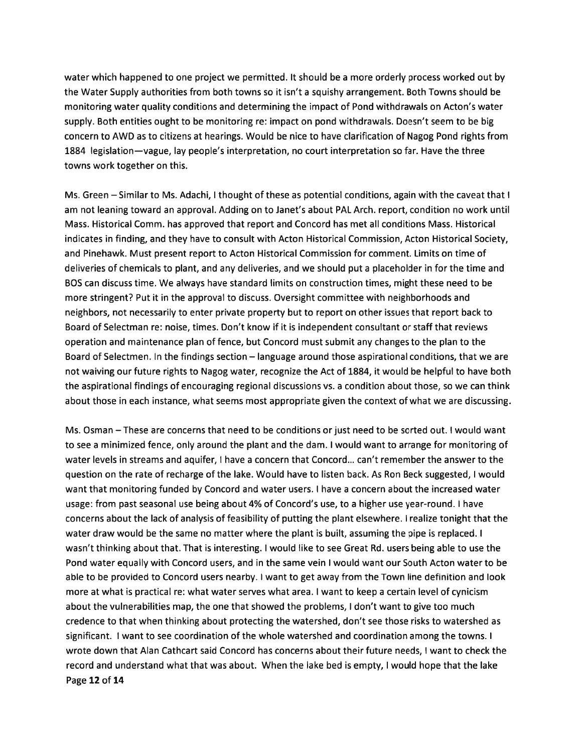water which happened to one project we permitted. It should be a more orderly process worked out by the Water Supply authorities from both towns so it isn't a squishy arrangement. Both Towns should be monitoring water quality conditions and determining the impact of Pond withdrawals on Acton's water supply. Both entities ought to be monitoring re: impact on pond withdrawals. Doesn't seem to be big concern to AWD as to citizens at hearings. Would be nice to have clarification of Nagog Pond rights from 1884 legislation—vague, lay people's interpretation, no court interpretation so far. Have the three towns work together on this.

Ms. Green – Similar to Ms. Adachi, I thought of these as potential conditions, again with the caveat that I am not leaning toward an approval. Adding on to Janet's about PAL Arch. report, condition no work until Mass. Historical Comm. has approved that report and Concord has met all conditions Mass. Historical indicates in finding, and they have to consult with Acton Historical Commission, Acton Historical Society, and Pinehawk. Must present report to Acton Historical Commission for comment. Limits on time of deliveries of chemicals to plant, and any deliveries, and we should put a placeholder in for the time and BOS can discuss time. We always have standard limits on construction times, might these need to be more stringent? Put it in the approval to discuss. Oversight committee with neighborhoods and neighbors, not necessarily to enter private property but to report on other issues that report back to Board of Selectman re: noise, times. Don't know if it is independent consultant or staff that reviews operation and maintenance plan of fence, but Concord must submit any changes to the plan to the Board of Selectmen. In the findings section – language around those aspirational conditions, that we are not waiving our future rights to Nagog water, recognize the Act of 1884, it would be helpful to have both the aspirational findings of encouraging regional discussions vs. a condition about those, so we can think about those in each instance, what seems most appropriate given the context of what we are discussing.

Ms. Osman – These are concerns that need to be conditions or just need to be sorted out. I would want to see a minimized fence, only around the plant and the dam. I would want to arrange for monitoring of water levels in streams and aquifer, I have a concern that Concord… can't remember the answer to the question on the rate of recharge of the lake. Would have to listen back. As Ron Beck suggested, I would want that monitoring funded by Concord and water users. I have a concern about the increased water usage: from past seasonal use being about 4% of Concord's use, to a higher use year-round. I have concerns about the lack of analysis of feasibility of putting the plant elsewhere. I realize tonight that the water draw would be the same no matter where the plant is built, assuming the pipe is replaced. I wasn't thinking about that. That is interesting. I would like to see Great Rd. users being able to use the Pond water equally with Concord users, and in the same vein I would want our South Acton water to be able to be provided to Concord users nearby. I want to get away from the Town line definition and look more at what is practical re: what water serves what area. I want to keep a certain level of cynicism about the vulnerabilities map, the one that showed the problems, I don't want to give too much credence to that when thinking about protecting the watershed, don't see those risks to watershed as significant. I want to see coordination of the whole watershed and coordination among the towns. I wrote down that Alan Cathcart said Concord has concerns about their future needs, I want to check the record and understand what that was about. When the lake bed is empty, I would hope that the lake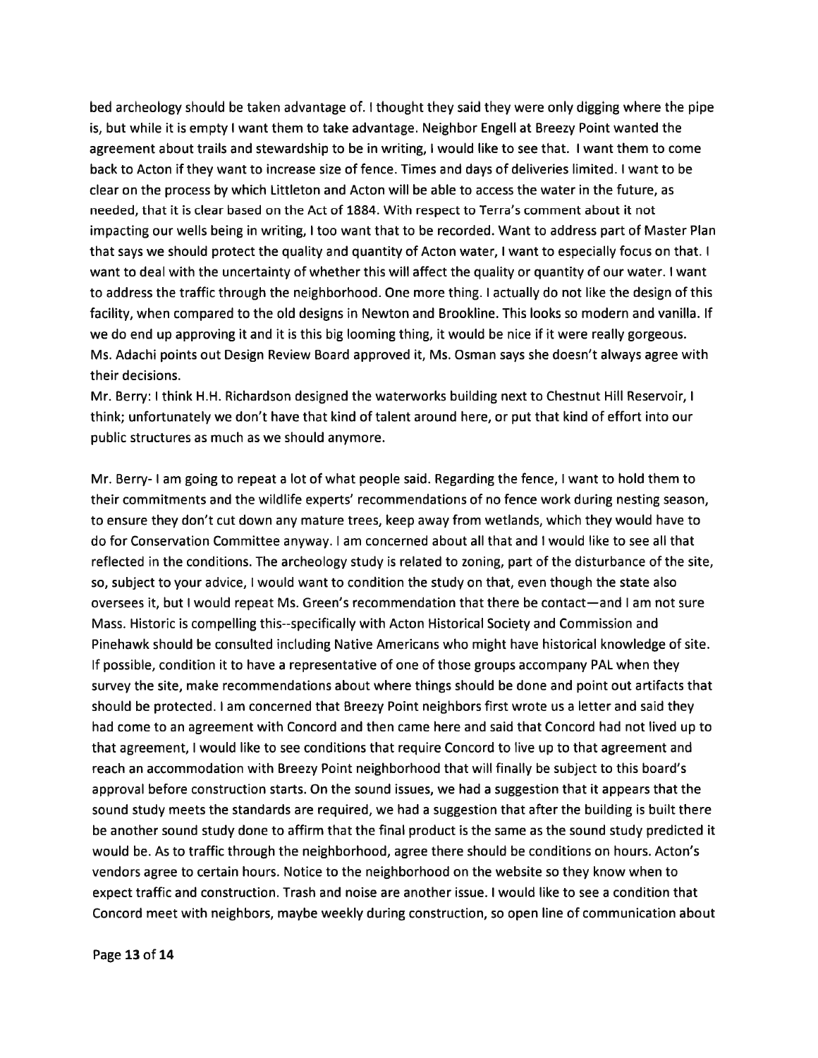bed archeology should be taken advantage of. I thought they said they were only digging where the pipe is, but while it is empty I want them to take advantage. Neighbor Engell at Breezy Point wanted the agreement about trails and stewardship to be in writing, I would like to see that. I want them to come back to Acton if they want to increase size of fence. Times and days of deliveries limited. I want to be clear on the process by which Littleton and Acton will be able to access the water in the future, as needed, that it is clear based on the Act of 1884. With respect to Terra's comment about it not impacting our wells being in writing, I too want that to be recorded. Want to address part of Master Plan that says we should protect the quality and quantity of Acton water, I want to especially focus on that. I want to deal with the uncertainty of whether this will affect the quality or quantity of our water. I want to address the traffic through the neighborhood. One more thing. I actually do not like the design of this facility, when compared to the old designs in Newton and Brookline. This looks so modern and vanilla. If we do end up approving it and it is this big looming thing, it would be nice if it were really gorgeous. Ms. Adachi points out Design Review Board approved it, Ms. Osman says she doesn't always agree with their decisions.

Mr. Berry: I think H.H. Richardson designed the waterworks building next to Chestnut Hill Reservoir, I think; unfortunately we don't have that kind of talent around here, or put that kind of effort into our public structures as much as we should anymore.

Mr. Berry- I am going to repeat a lot of what people said. Regarding the fence, I want to hold them to their commitments and the wildlife experts' recommendations of no fence work during nesting season, to ensure they don't cut down any mature trees, keep away from wetlands, which they would have to do for Conservation Committee anyway. I am concerned about all that and I would like to see all that reflected in the conditions. The archeology study is related to zoning, part of the disturbance of the site, so, subject to your advice, I would want to condition the study on that, even though the state also oversees it, but I would repeat Ms. Green's recommendation that there be contact—and I am not sure Mass. Historic is compelling this--specifically with Acton Historical Society and Commission and Pinehawk should be consulted including Native Americans who might have historical knowledge of site. If possible, condition it to have a representative of one of those groups accompany PAL when they survey the site, make recommendations about where things should be done and point out artifacts that should be protected. I am concerned that Breezy Point neighbors first wrote us a letter and said they had come to an agreement with Concord and then came here and said that Concord had not lived up to that agreement, I would like to see conditions that require Concord to live up to that agreement and reach an accommodation with Breezy Point neighborhood that will finally be subject to this board's approval before construction starts. On the sound issues, we had a suggestion that it appears that the sound study meets the standards are required, we had a suggestion that after the building is built there be another sound study done to affirm that the final product is the same as the sound study predicted it would be. As to traffic through the neighborhood, agree there should be conditions on hours. Acton's vendors agree to certain hours. Notice to the neighborhood on the website so they know when to expect traffic and construction. Trash and noise are another issue. I would like to see a condition that Concord meet with neighbors, maybe weekly during construction, so open line of communication about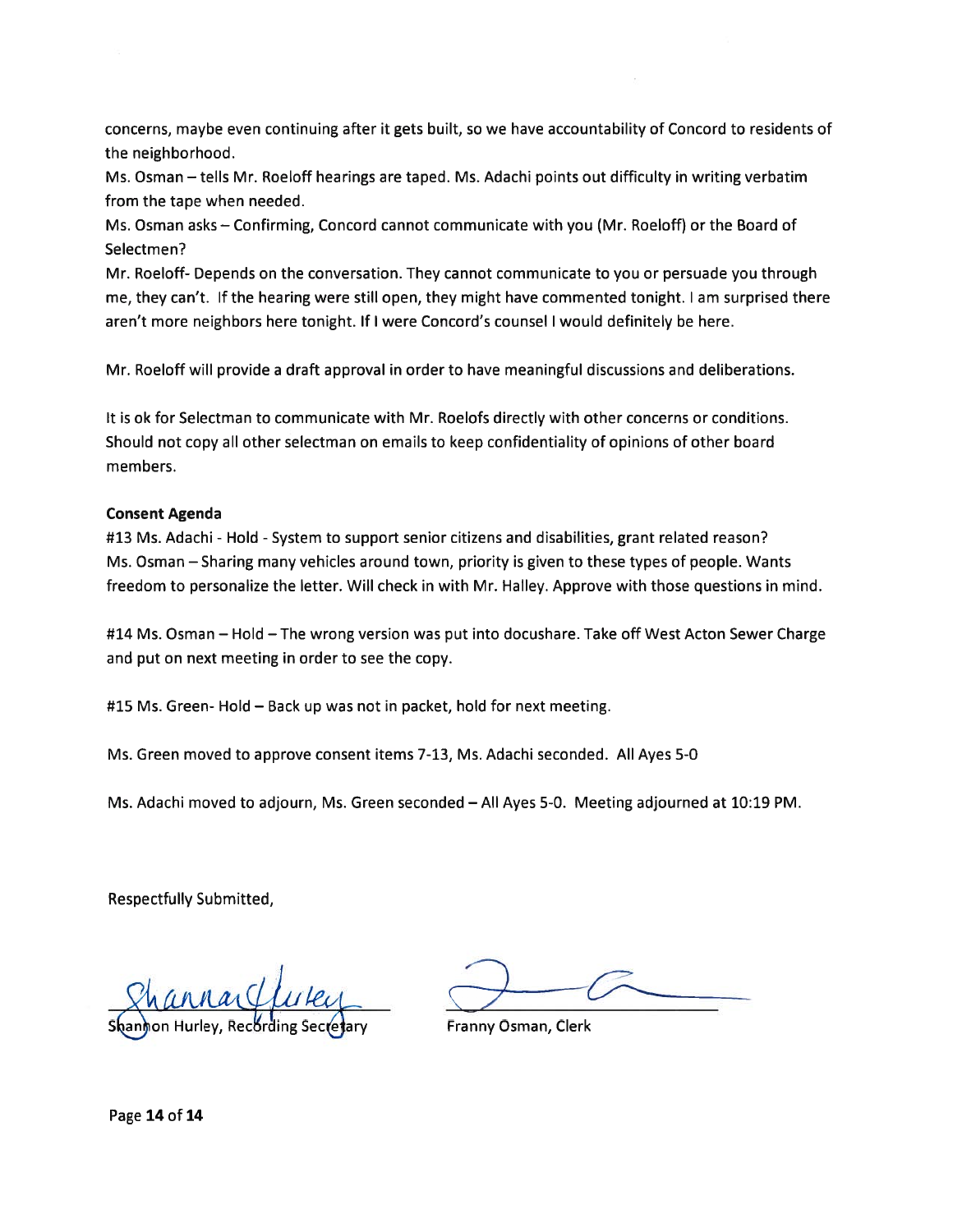concerns, maybe even continuing after it gets built, so we have accountability of Concord to residents of the neighborhood.

Ms. Osman – tells Mr. Roeloff hearings are taped. Ms. Adachi points out difficulty in writing verbatim from the tape when needed.

Ms. Osman asks – Confirming, Concord cannot communicate with you (Mr. Roeloff) or the Board of Selectmen?

Mr. Roeloff- Depends on the conversation. They cannot communicate to you or persuade you through me, they can't. If the hearing were still open, they might have commented tonight. I am surprised there aren't more neighbors here tonight. If I were Concord's counsel I would definitely be here.

Mr. Roeloff will provide a draft approval in order to have meaningful discussions and deliberations.

It is ok for Selectman to communicate with Mr. Roelofs directly with other concerns or conditions. Should not copy all other selectman on emails to keep confidentiality of opinions of other board members.

**Consent Agenda**

#13 Ms. Adachi - Hold - System to support senior citizens and disabilities, grant related reason?
Ms. Osman – Sharing many vehicles around town, priority is given to these types of people. Wants freedom to personalize the letter. Will check in with Mr. Halley. Approve with those questions in mind.

#14 Ms. Osman – Hold – The wrong version was put into docushare. Take off West Acton Sewer Charge and put on next meeting in order to see the copy.

#15 Ms. Green- Hold – Back up was not in packet, hold for next meeting.

Ms. Green moved to approve consent items 7-13, Ms. Adachi seconded. All Ayes 5-0

Ms. Adachi moved to adjourn, Ms. Green seconded – All Ayes 5-0. Meeting adjourned at 10:19 PM.

Respectfully Submitted,

Shannon Hurley, Recording Secretary

Franny Osman, Clerk